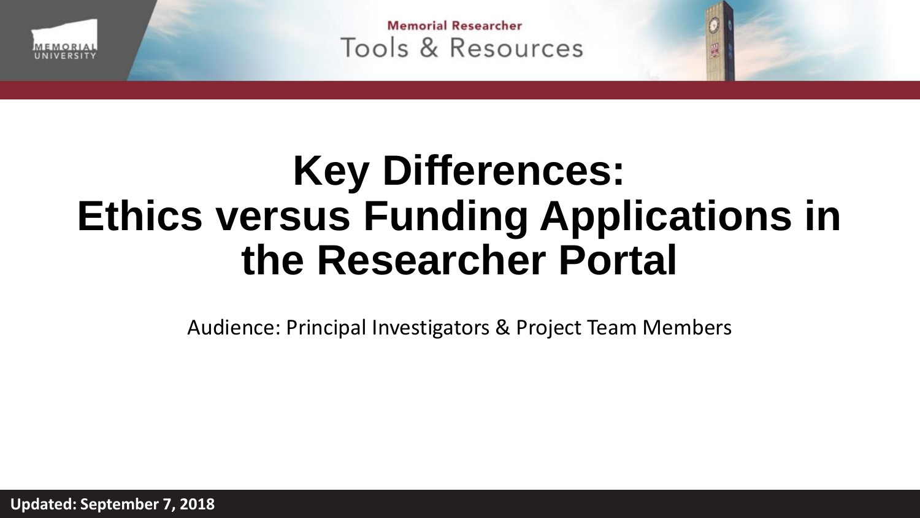Memorial Researcher

Tools & Resources

# Key Differences: Ethics versus Funding Applications in the Researcher Portal

Audience: Principal Investigators & Project Team Members

**Updated: September 7, 2018**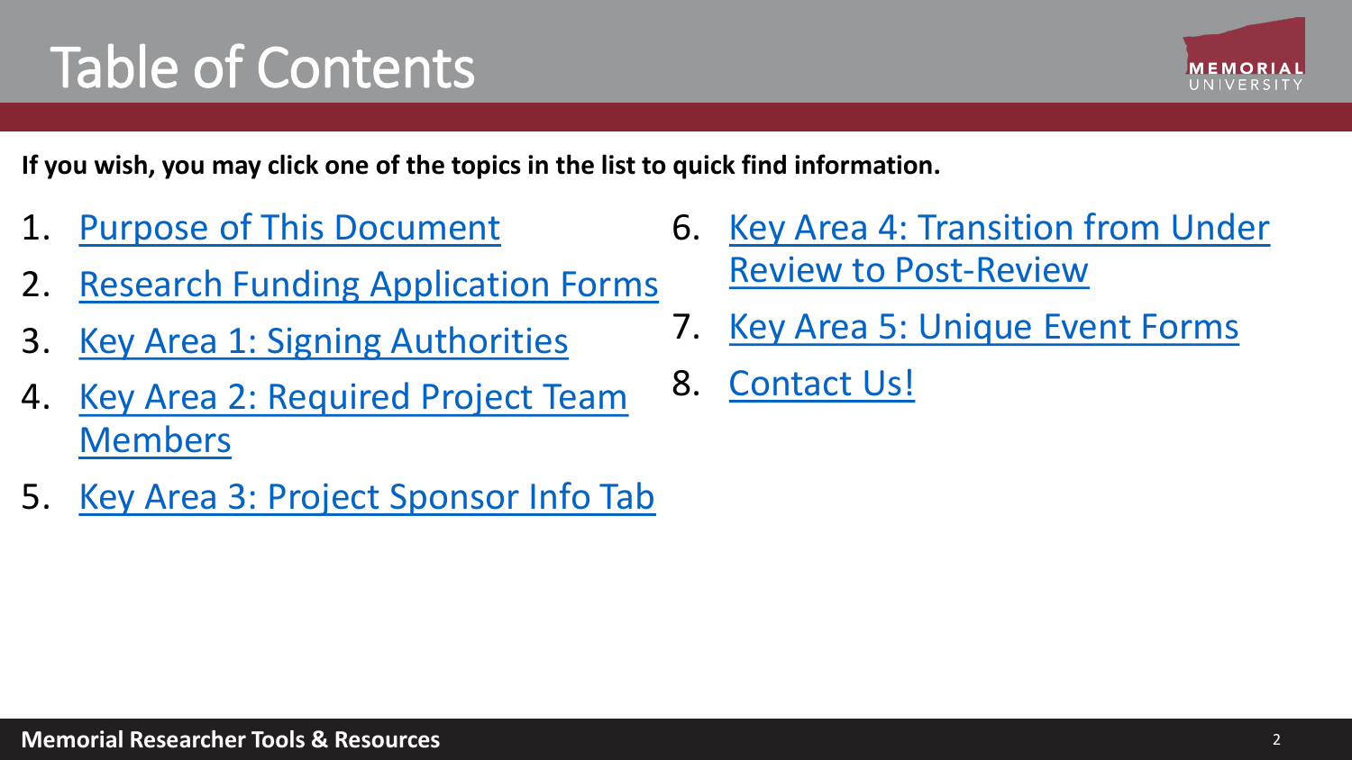# Table of Contents

**If you wish, you may click one of the topics in the list to quick find information.**

1. Purpose of This Document
2. Research Funding Application Forms
3. Key Area 1: Signing Authorities
4. Key Area 2: Required Project Team Members
5. Key Area 3: Project Sponsor Info Tab
6. Key Area 4: Transition from Under Review to Post-Review
7. Key Area 5: Unique Event Forms
8. Contact Us!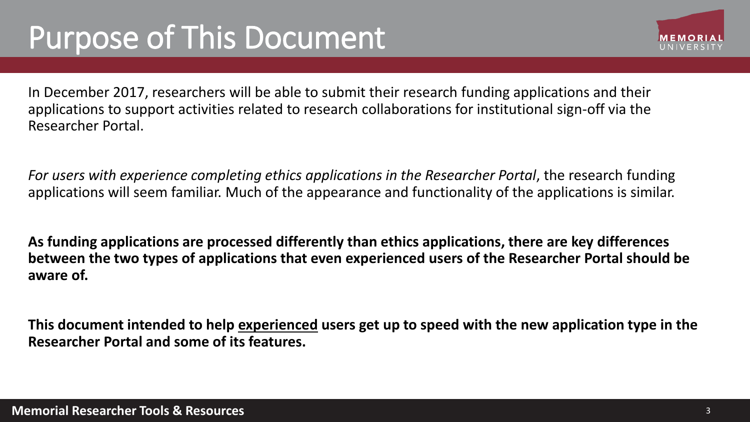# Purpose of This Document

In December 2017, researchers will be able to submit their research funding applications and their applications to support activities related to research collaborations for institutional sign-off via the Researcher Portal.

*For users with experience completing ethics applications in the Researcher Portal*, the research funding applications will seem familiar. Much of the appearance and functionality of the applications is similar.

**As funding applications are processed differently than ethics applications, there are key differences between the two types of applications that even experienced users of the Researcher Portal should be aware of.**

**This document intended to help <u>experienced</u> users get up to speed with the new application type in the Researcher Portal and some of its features.**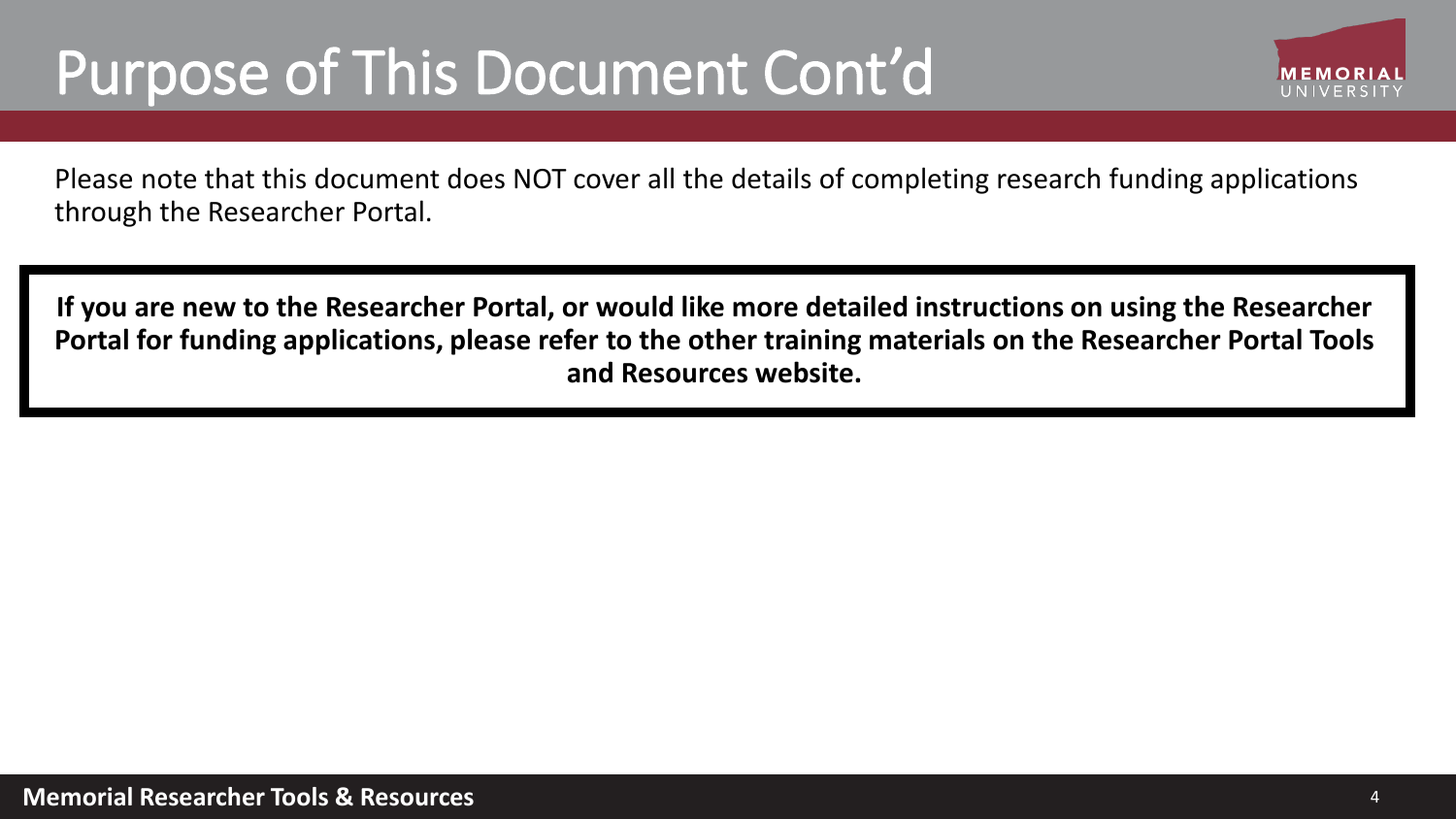# Purpose of This Document Cont'd

Please note that this document does NOT cover all the details of completing research funding applications through the Researcher Portal.

**If you are new to the Researcher Portal, or would like more detailed instructions on using the Researcher Portal for funding applications, please refer to the other training materials on the Researcher Portal Tools and Resources website.**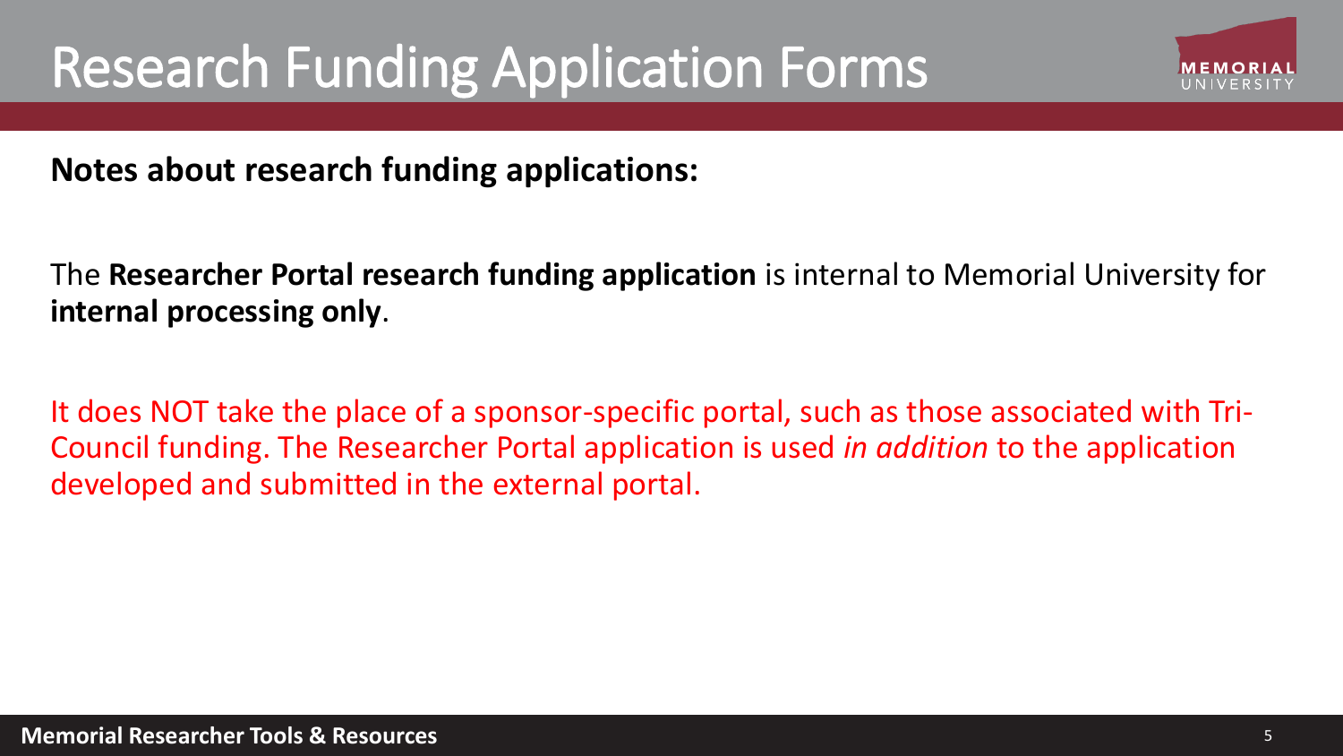# Research Funding Application Forms

**Notes about research funding applications:**

The **Researcher Portal research funding application** is internal to Memorial University for **internal processing only**.

It does NOT take the place of a sponsor-specific portal, such as those associated with Tri-Council funding. The Researcher Portal application is used *in addition* to the application developed and submitted in the external portal.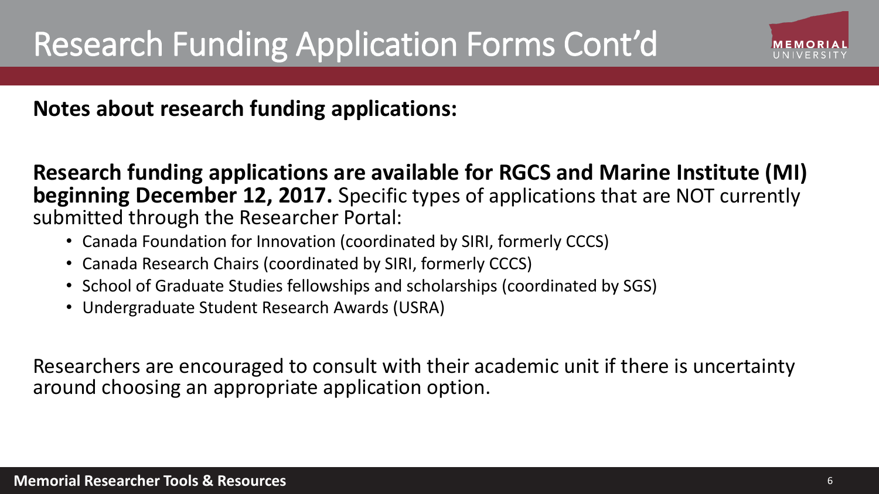# Research Funding Application Forms Cont'd

**Notes about research funding applications:**

**Research funding applications are available for RGCS and Marine Institute (MI) beginning December 12, 2017.** Specific types of applications that are NOT currently submitted through the Researcher Portal:

- Canada Foundation for Innovation (coordinated by SIRI, formerly CCCS)
- Canada Research Chairs (coordinated by SIRI, formerly CCCS)
- School of Graduate Studies fellowships and scholarships (coordinated by SGS)
- Undergraduate Student Research Awards (USRA)

Researchers are encouraged to consult with their academic unit if there is uncertainty around choosing an appropriate application option.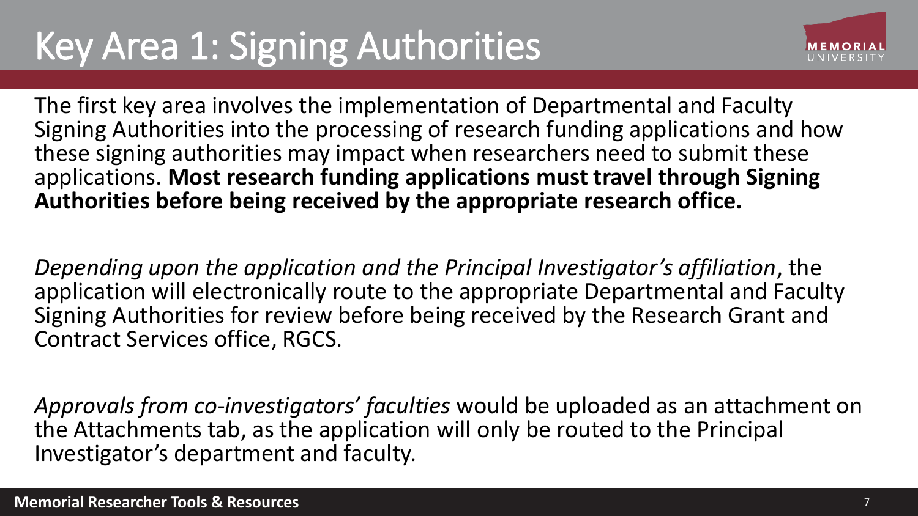# Key Area 1: Signing Authorities

The first key area involves the implementation of Departmental and Faculty Signing Authorities into the processing of research funding applications and how these signing authorities may impact when researchers need to submit these applications. **Most research funding applications must travel through Signing Authorities before being received by the appropriate research office.**

*Depending upon the application and the Principal Investigator's affiliation*, the application will electronically route to the appropriate Departmental and Faculty Signing Authorities for review before being received by the Research Grant and Contract Services office, RGCS.

*Approvals from co-investigators' faculties* would be uploaded as an attachment on the Attachments tab, as the application will only be routed to the Principal Investigator's department and faculty.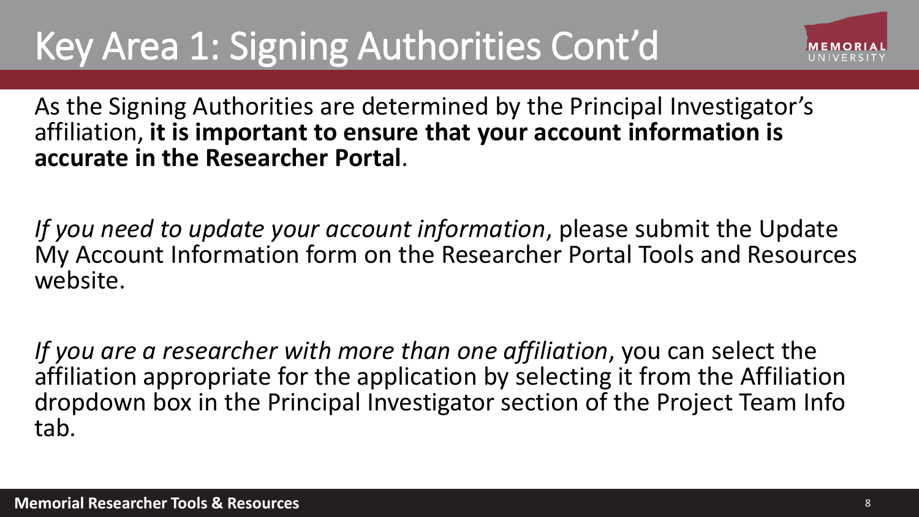# Key Area 1: Signing Authorities Cont'd

As the Signing Authorities are determined by the Principal Investigator's affiliation, **it is important to ensure that your account information is accurate in the Researcher Portal**.

*If you need to update your account information*, please submit the Update My Account Information form on the Researcher Portal Tools and Resources website.

*If you are a researcher with more than one affiliation*, you can select the affiliation appropriate for the application by selecting it from the Affiliation dropdown box in the Principal Investigator section of the Project Team Info tab.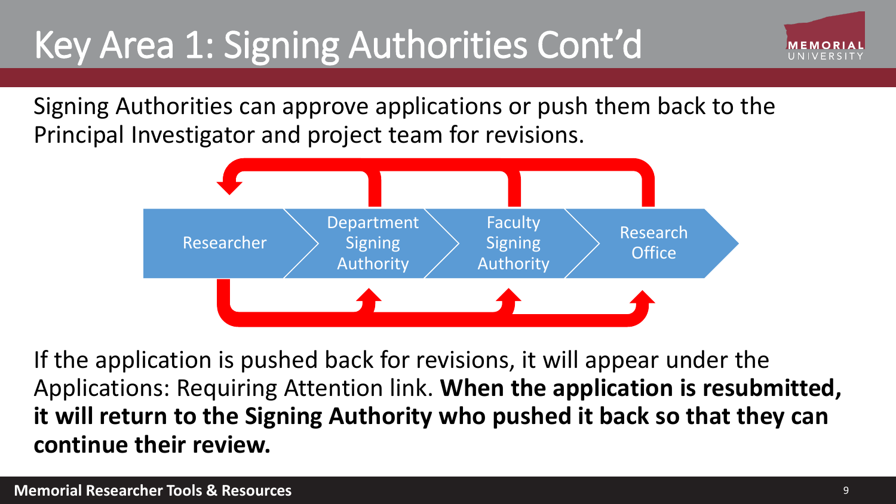# Key Area 1: Signing Authorities Cont'd

Signing Authorities can approve applications or push them back to the Principal Investigator and project team for revisions.

Researcher → Department Signing Authority → Faculty Signing Authority → Research Office

If the application is pushed back for revisions, it will appear under the Applications: Requiring Attention link. **When the application is resubmitted, it will return to the Signing Authority who pushed it back so that they can continue their review.**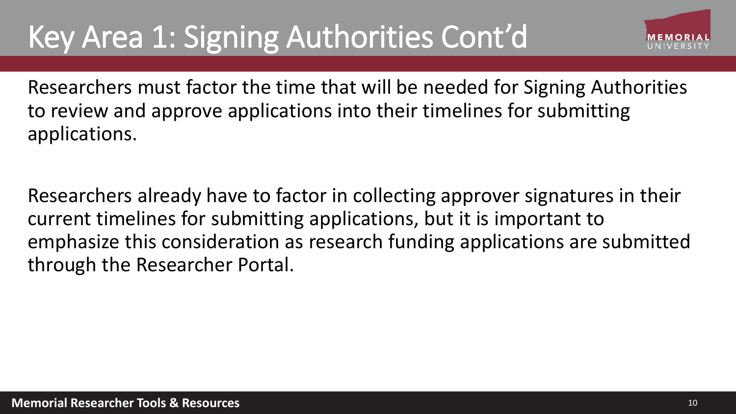# Key Area 1: Signing Authorities Cont’d

Researchers must factor the time that will be needed for Signing Authorities to review and approve applications into their timelines for submitting applications.

Researchers already have to factor in collecting approver signatures in their current timelines for submitting applications, but it is important to emphasize this consideration as research funding applications are submitted through the Researcher Portal.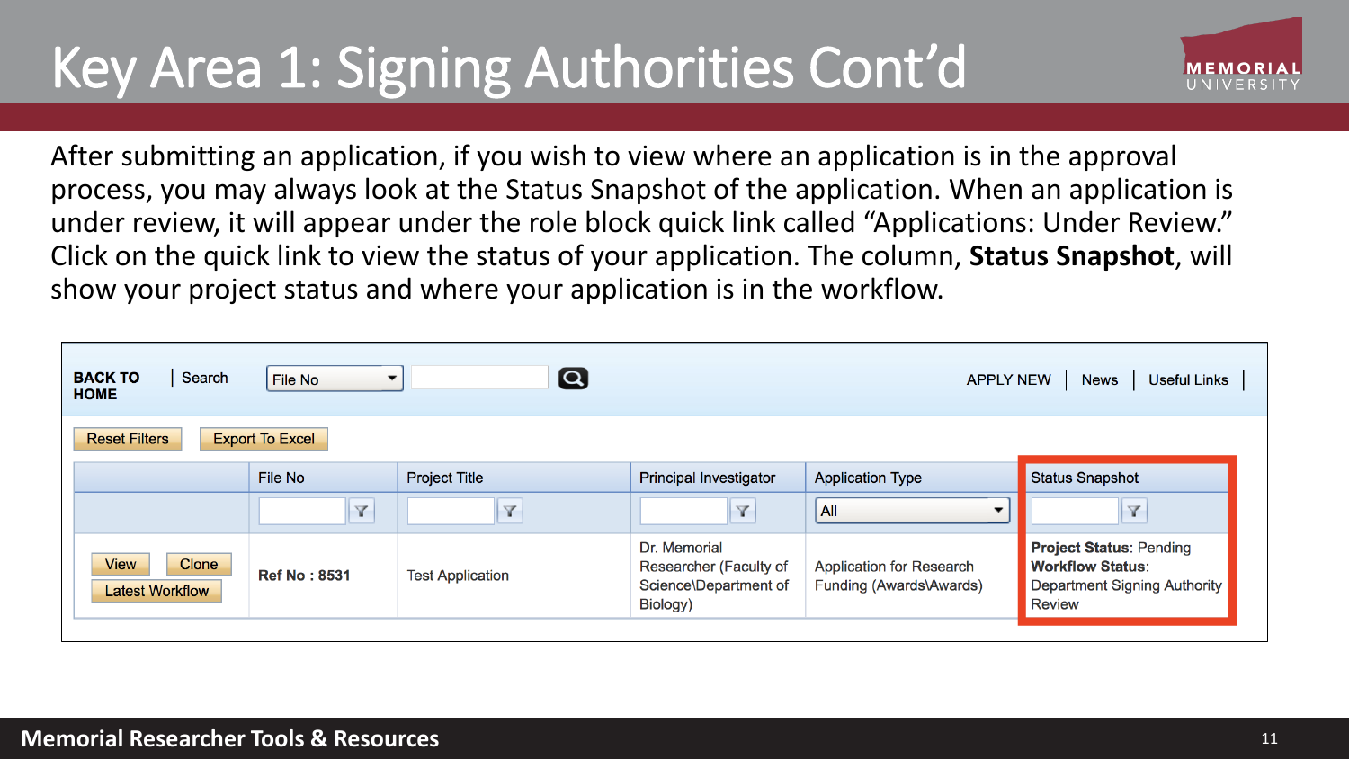# Key Area 1: Signing Authorities Cont'd

After submitting an application, if you wish to view where an application is in the approval process, you may always look at the Status Snapshot of the application. When an application is under review, it will appear under the role block quick link called "Applications: Under Review." Click on the quick link to view the status of your application. The column, **Status Snapshot**, will show your project status and where your application is in the workflow.

BACK TO HOME | Search | File No | APPLY NEW | News | Useful Links

Reset Filters | Export To Excel

| | File No | Project Title | Principal Investigator | Application Type | Status Snapshot |
|---|---|---|---|---|---|
| | | | | All | |
| View Clone Latest Workflow | **Ref No : 8531** | Test Application | Dr. Memorial Researcher (Faculty of Science\Department of Biology) | Application for Research Funding (Awards\Awards) | **Project Status**: Pending **Workflow Status**: Department Signing Authority Review |

**Memorial Researcher Tools & Resources**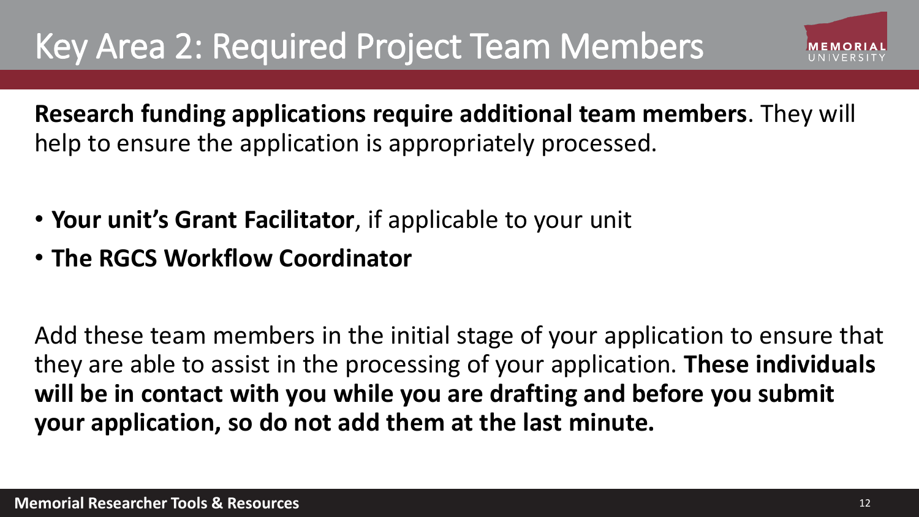# Key Area 2: Required Project Team Members

**Research funding applications require additional team members**. They will help to ensure the application is appropriately processed.

- **Your unit's Grant Facilitator**, if applicable to your unit
- **The RGCS Workflow Coordinator**

Add these team members in the initial stage of your application to ensure that they are able to assist in the processing of your application. **These individuals will be in contact with you while you are drafting and before you submit your application, so do not add them at the last minute.**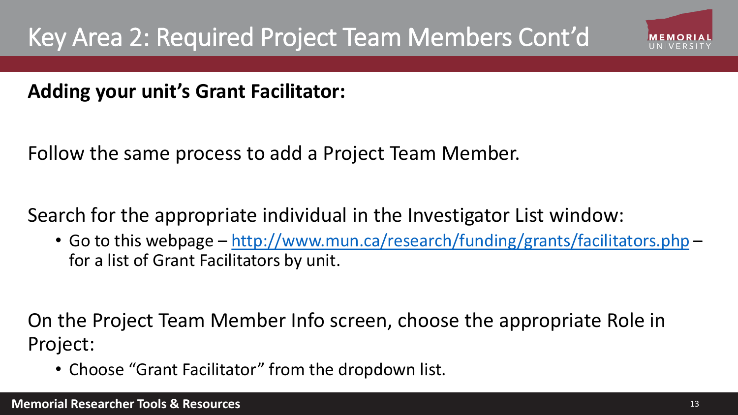# Key Area 2: Required Project Team Members Cont'd

**Adding your unit's Grant Facilitator:**

Follow the same process to add a Project Team Member.

Search for the appropriate individual in the Investigator List window:

- Go to this webpage – http://www.mun.ca/research/funding/grants/facilitators.php – for a list of Grant Facilitators by unit.

On the Project Team Member Info screen, choose the appropriate Role in Project:

- Choose "Grant Facilitator" from the dropdown list.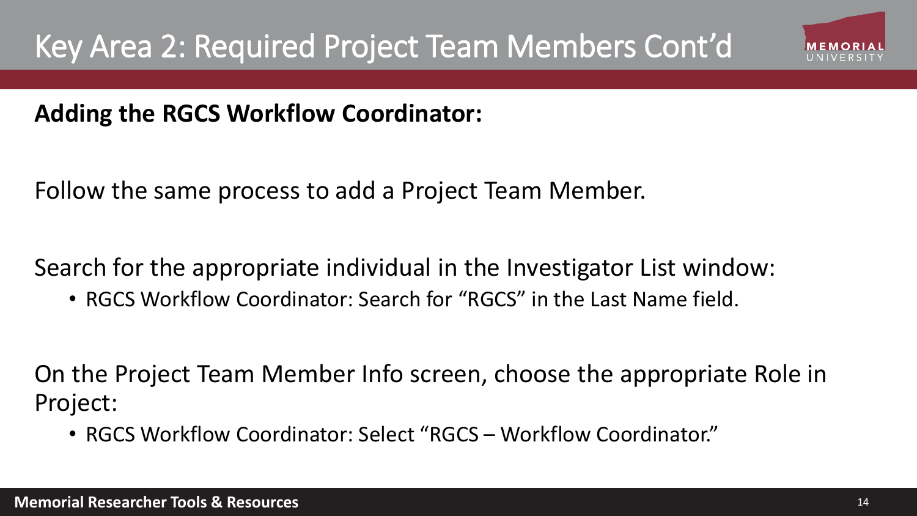# Key Area 2: Required Project Team Members Cont'd

**Adding the RGCS Workflow Coordinator:**

Follow the same process to add a Project Team Member.

Search for the appropriate individual in the Investigator List window:

- RGCS Workflow Coordinator: Search for "RGCS" in the Last Name field.

On the Project Team Member Info screen, choose the appropriate Role in Project:

- RGCS Workflow Coordinator: Select "RGCS – Workflow Coordinator."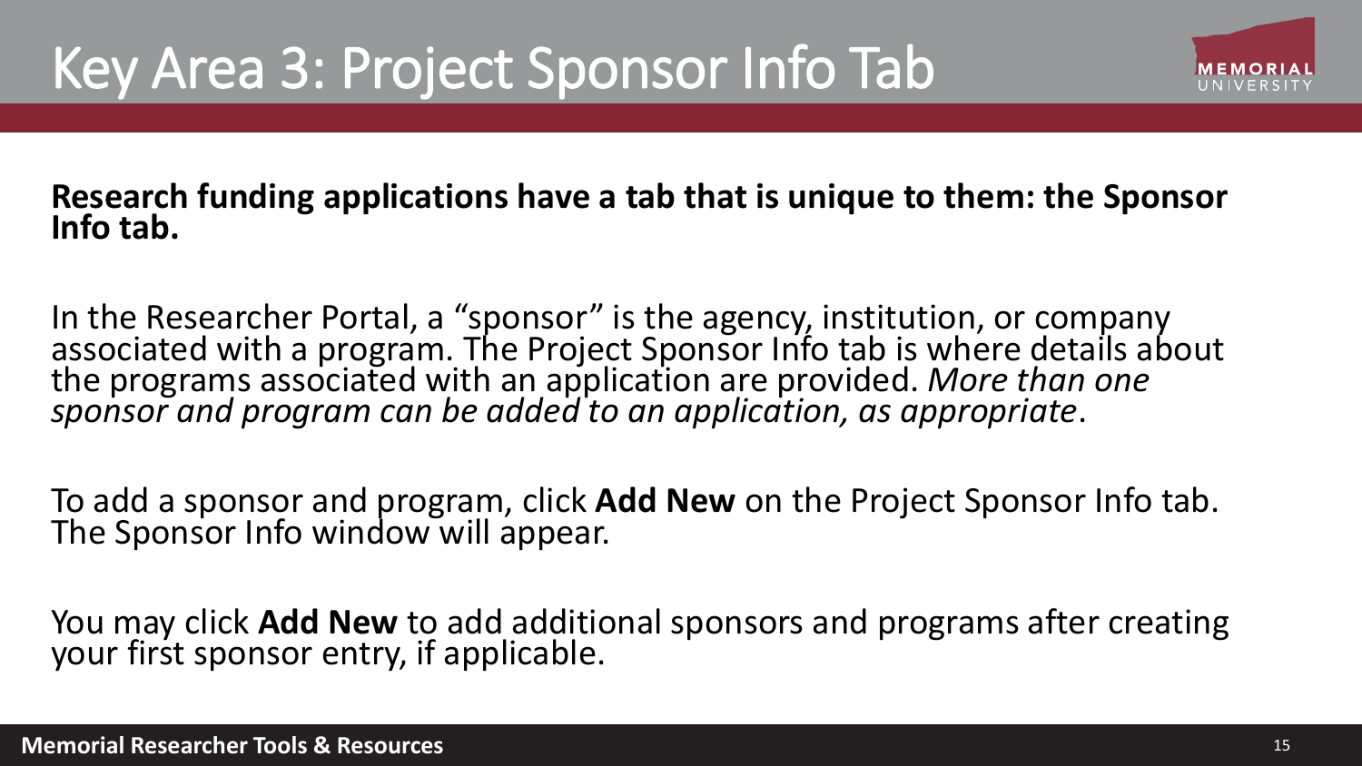# Key Area 3: Project Sponsor Info Tab

**Research funding applications have a tab that is unique to them: the Sponsor Info tab.**

In the Researcher Portal, a "sponsor" is the agency, institution, or company associated with a program. The Project Sponsor Info tab is where details about the programs associated with an application are provided. *More than one sponsor and program can be added to an application, as appropriate*.

To add a sponsor and program, click **Add New** on the Project Sponsor Info tab. The Sponsor Info window will appear.

You may click **Add New** to add additional sponsors and programs after creating your first sponsor entry, if applicable.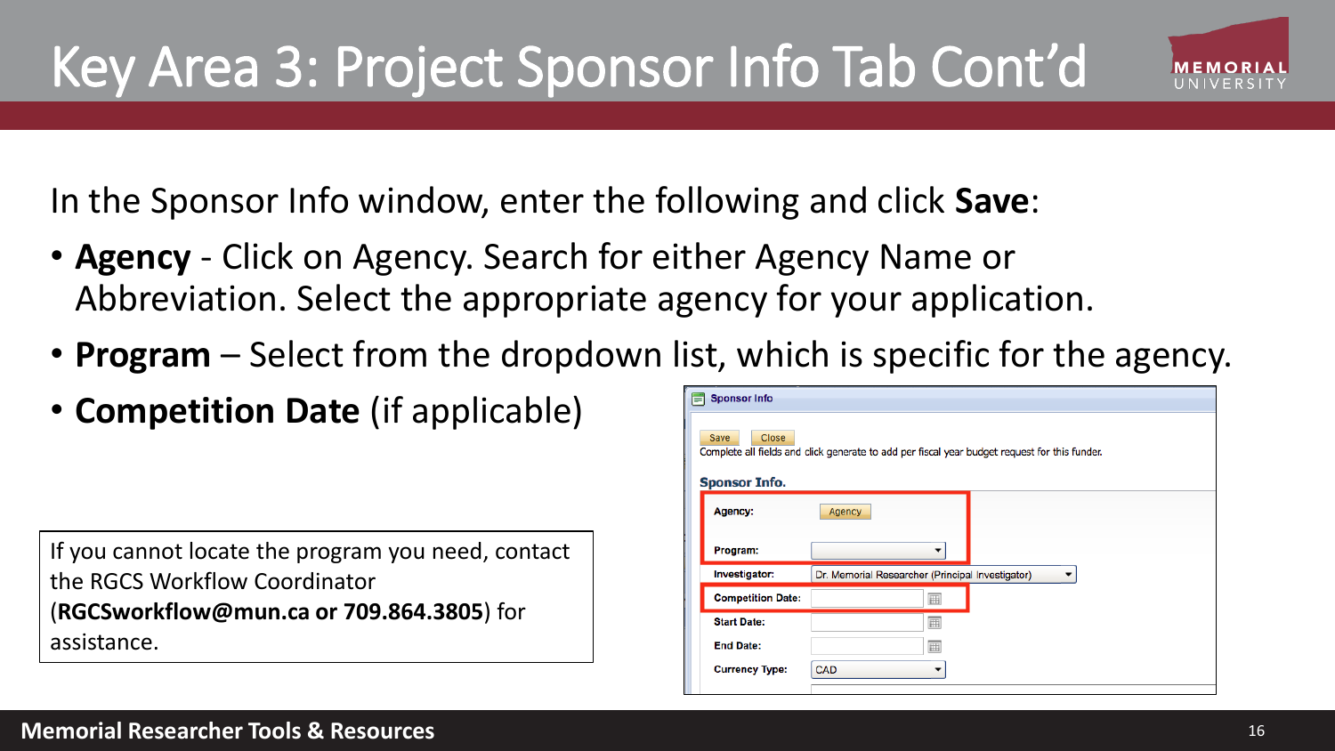# Key Area 3: Project Sponsor Info Tab Cont'd

In the Sponsor Info window, enter the following and click **Save**:

- **Agency** - Click on Agency. Search for either Agency Name or Abbreviation. Select the appropriate agency for your application.
- **Program** – Select from the dropdown list, which is specific for the agency.
- **Competition Date** (if applicable)

If you cannot locate the program you need, contact the RGCS Workflow Coordinator (**RGCSworkflow@mun.ca or 709.864.3805**) for assistance.

Sponsor Info

Save Close

Complete all fields and click generate to add per fiscal year budget request for this funder.

Sponsor Info.

Agency: Agency

Program:

Investigator: Dr. Memorial Researcher (Principal Investigator)

Competition Date:

Start Date:

End Date:

Currency Type: CAD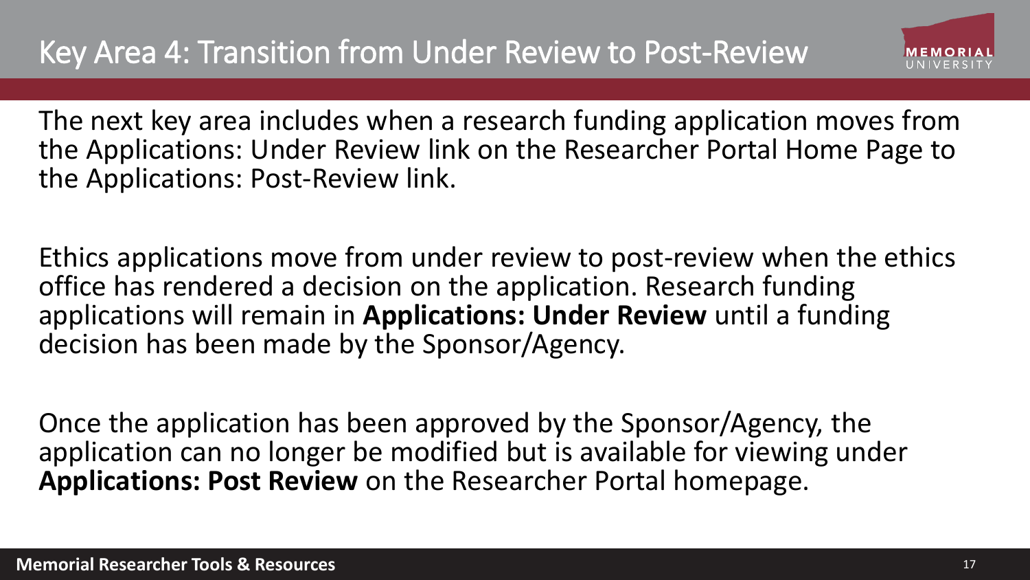# Key Area 4: Transition from Under Review to Post-Review

The next key area includes when a research funding application moves from the Applications: Under Review link on the Researcher Portal Home Page to the Applications: Post-Review link.

Ethics applications move from under review to post-review when the ethics office has rendered a decision on the application. Research funding applications will remain in **Applications: Under Review** until a funding decision has been made by the Sponsor/Agency.

Once the application has been approved by the Sponsor/Agency, the application can no longer be modified but is available for viewing under **Applications: Post Review** on the Researcher Portal homepage.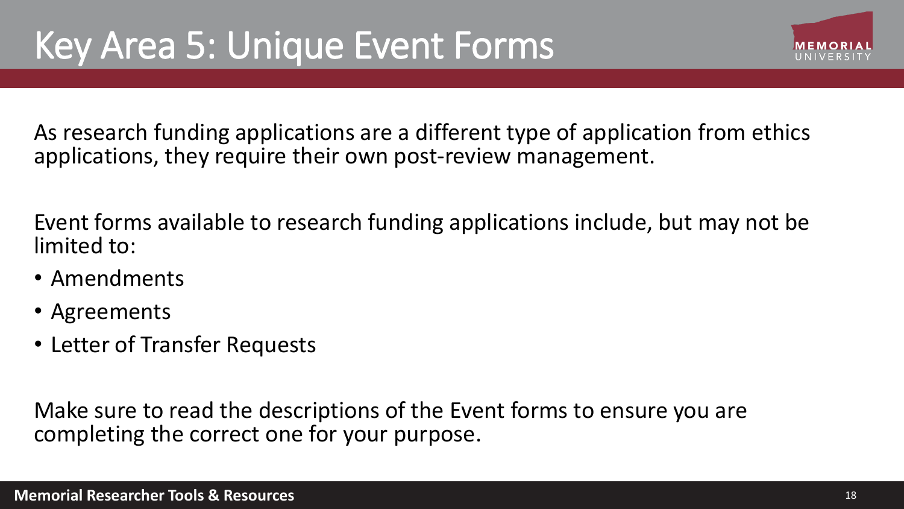# Key Area 5: Unique Event Forms

As research funding applications are a different type of application from ethics applications, they require their own post-review management.

Event forms available to research funding applications include, but may not be limited to:

- Amendments
- Agreements
- Letter of Transfer Requests

Make sure to read the descriptions of the Event forms to ensure you are completing the correct one for your purpose.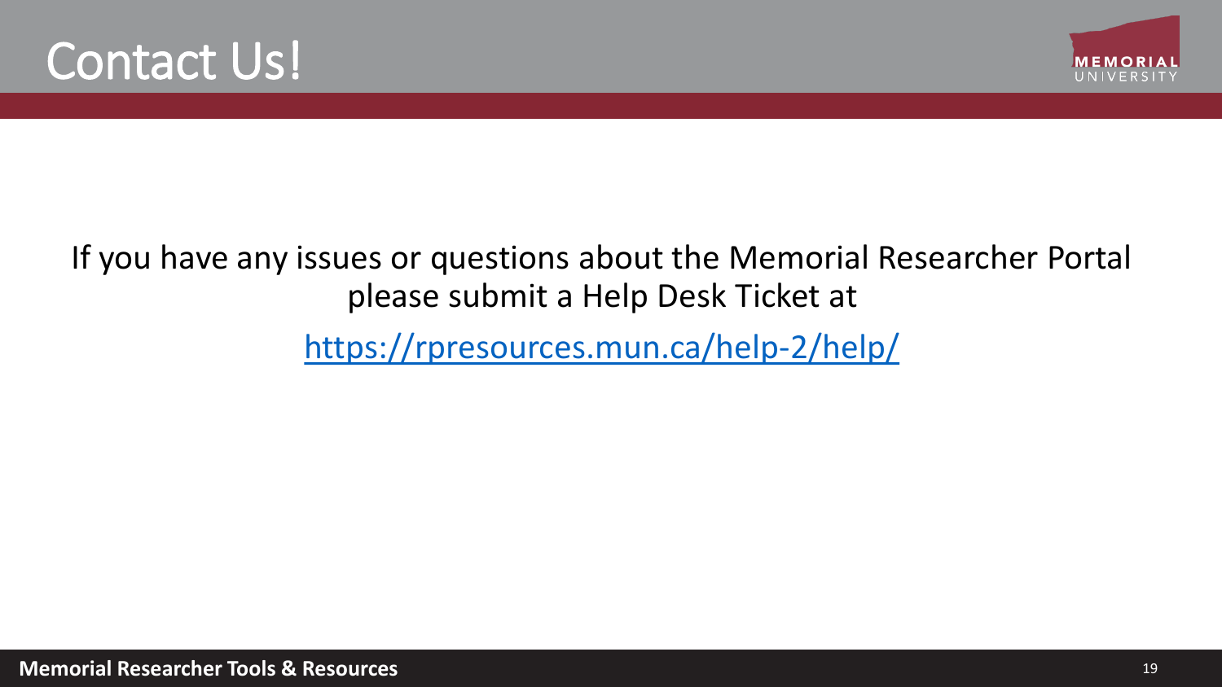# Contact Us!

If you have any issues or questions about the Memorial Researcher Portal please submit a Help Desk Ticket at

https://rpresources.mun.ca/help-2/help/